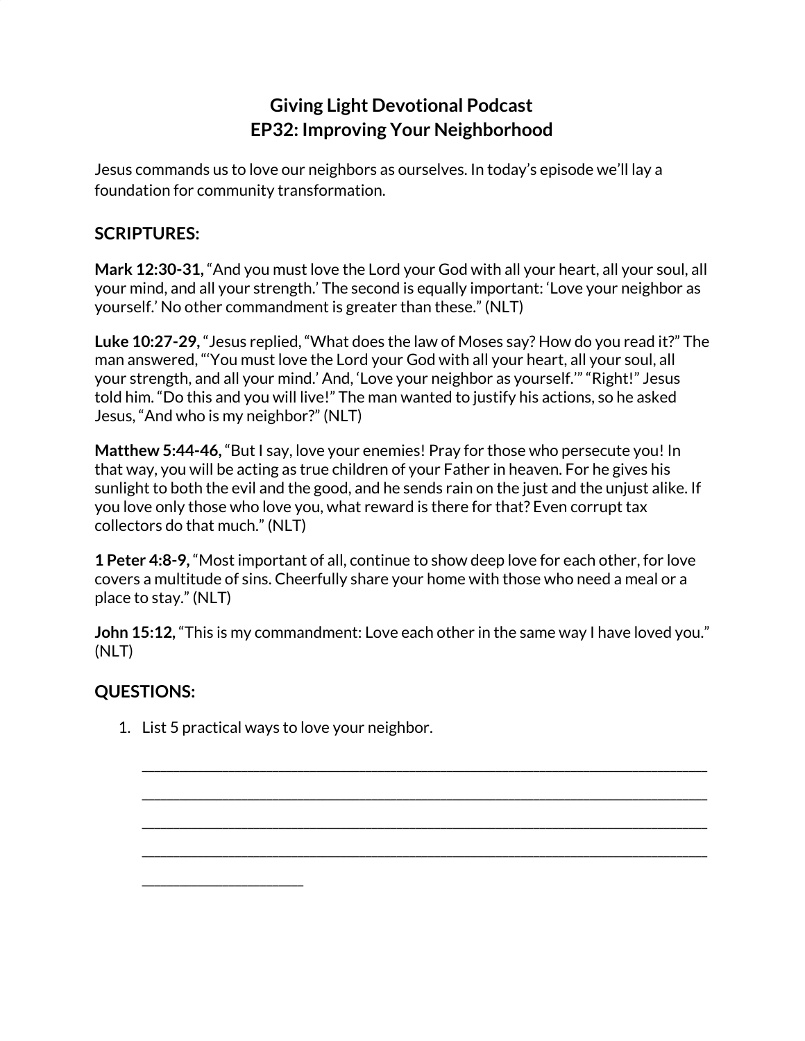# Giving Light Devotional Podcast
# EP32: Improving Your Neighborhood

Jesus commands us to love our neighbors as ourselves. In today's episode we'll lay a foundation for community transformation.

## SCRIPTURES:

**Mark 12:30-31,** "And you must love the Lord your God with all your heart, all your soul, all your mind, and all your strength.' The second is equally important: 'Love your neighbor as yourself.' No other commandment is greater than these." (NLT)

**Luke 10:27-29,** "Jesus replied, "What does the law of Moses say? How do you read it?" The man answered, "'You must love the Lord your God with all your heart, all your soul, all your strength, and all your mind.' And, 'Love your neighbor as yourself.'" "Right!" Jesus told him. "Do this and you will live!" The man wanted to justify his actions, so he asked Jesus, "And who is my neighbor?" (NLT)

**Matthew 5:44-46,** "But I say, love your enemies! Pray for those who persecute you! In that way, you will be acting as true children of your Father in heaven. For he gives his sunlight to both the evil and the good, and he sends rain on the just and the unjust alike. If you love only those who love you, what reward is there for that? Even corrupt tax collectors do that much." (NLT)

**1 Peter 4:8-9,** "Most important of all, continue to show deep love for each other, for love covers a multitude of sins. Cheerfully share your home with those who need a meal or a place to stay." (NLT)

**John 15:12,** "This is my commandment: Love each other in the same way I have loved you." (NLT)

## QUESTIONS:

1. List 5 practical ways to love your neighbor.

   ______________________________________________________________________________

   ______________________________________________________________________________

   ______________________________________________________________________________

   ______________________________________________________________________________

   ____________________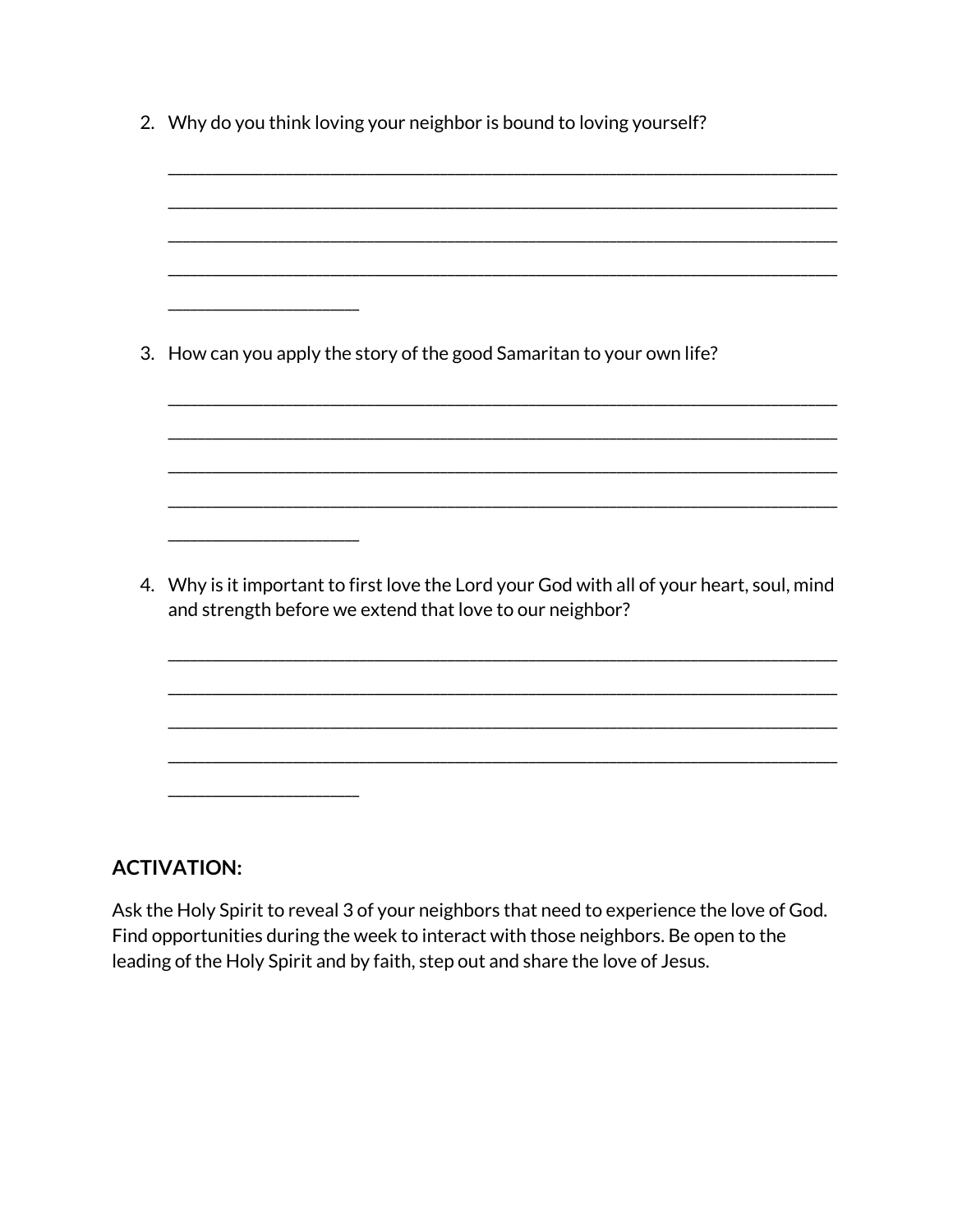2. Why do you think loving your neighbor is bound to loving yourself?

    ______________________________________________________________________________

    ______________________________________________________________________________

    ______________________________________________________________________________

    ______________________________________________________________________________

    ____________________

3. How can you apply the story of the good Samaritan to your own life?

    ______________________________________________________________________________

    ______________________________________________________________________________

    ______________________________________________________________________________

    ______________________________________________________________________________

    ____________________

4. Why is it important to first love the Lord your God with all of your heart, soul, mind and strength before we extend that love to our neighbor?

    ______________________________________________________________________________

    ______________________________________________________________________________

    ______________________________________________________________________________

    ______________________________________________________________________________

    ____________________

## ACTIVATION:

Ask the Holy Spirit to reveal 3 of your neighbors that need to experience the love of God. Find opportunities during the week to interact with those neighbors. Be open to the leading of the Holy Spirit and by faith, step out and share the love of Jesus.